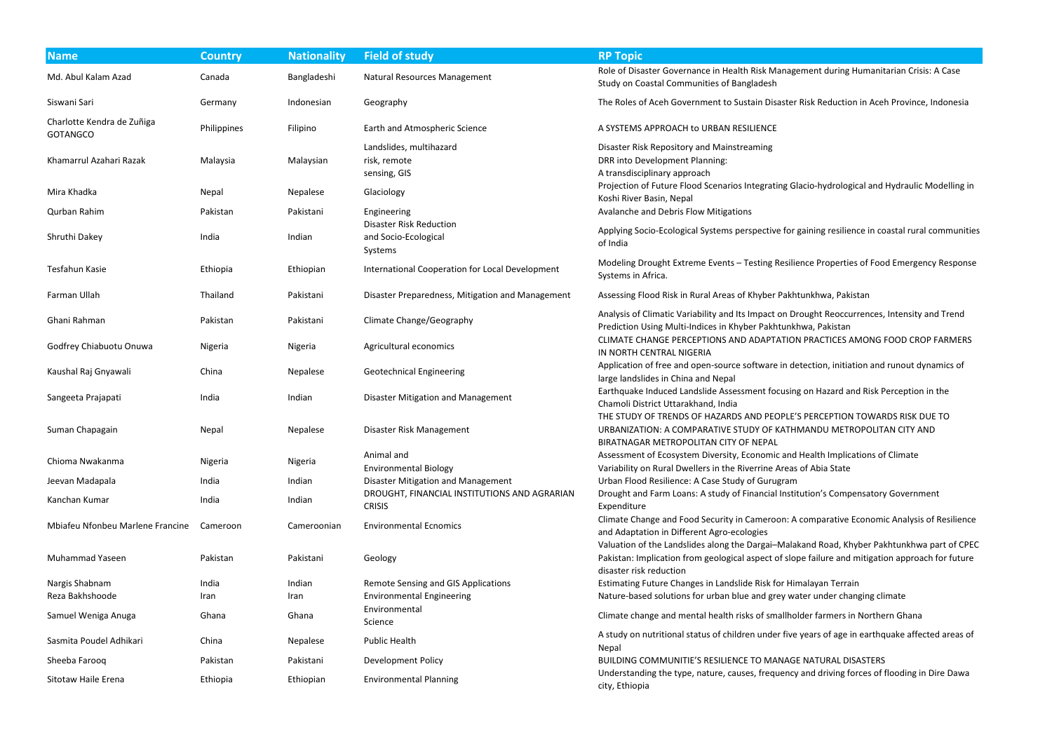| Name | Country | Nationality | Field of study | RP Topic |
|---|---|---|---|---|
| Md. Abul Kalam Azad | Canada | Bangladeshi | Natural Resources Management | Role of Disaster Governance in Health Risk Management during Humanitarian Crisis: A Case Study on Coastal Communities of Bangladesh |
| Siswani Sari | Germany | Indonesian | Geography | The Roles of Aceh Government to Sustain Disaster Risk Reduction in Aceh Province, Indonesia |
| Charlotte Kendra de Zuñiga GOTANGCO | Philippines | Filipino | Earth and Atmospheric Science | A SYSTEMS APPROACH to URBAN RESILIENCE |
| Khamarrul Azahari Razak | Malaysia | Malaysian | Landslides, multihazard risk, remote sensing, GIS | Disaster Risk Repository and Mainstreaming DRR into Development Planning: A transdisciplinary approach |
| Mira Khadka | Nepal | Nepalese | Glaciology | Projection of Future Flood Scenarios Integrating Glacio-hydrological and Hydraulic Modelling in Koshi River Basin, Nepal |
| Qurban Rahim | Pakistan | Pakistani | Engineering | Avalanche and Debris Flow Mitigations |
| Shruthi Dakey | India | Indian | Disaster Risk Reduction and Socio-Ecological Systems | Applying Socio-Ecological Systems perspective for gaining resilience in coastal rural communities of India |
| Tesfahun Kasie | Ethiopia | Ethiopian | International Cooperation for Local Development | Modeling Drought Extreme Events – Testing Resilience Properties of Food Emergency Response Systems in Africa. |
| Farman Ullah | Thailand | Pakistani | Disaster Preparedness, Mitigation and Management | Assessing Flood Risk in Rural Areas of Khyber Pakhtunkhwa, Pakistan |
| Ghani Rahman | Pakistan | Pakistani | Climate Change/Geography | Analysis of Climatic Variability and Its Impact on Drought Reoccurrences, Intensity and Trend Prediction Using Multi-Indices in Khyber Pakhtunkhwa, Pakistan |
| Godfrey Chiabuotu Onuwa | Nigeria | Nigeria | Agricultural economics | CLIMATE CHANGE PERCEPTIONS AND ADAPTATION PRACTICES AMONG FOOD CROP FARMERS IN NORTH CENTRAL NIGERIA |
| Kaushal Raj Gnyawali | China | Nepalese | Geotechnical Engineering | Application of free and open-source software in detection, initiation and runout dynamics of large landslides in China and Nepal |
| Sangeeta Prajapati | India | Indian | Disaster Mitigation and Management | Earthquake Induced Landslide Assessment focusing on Hazard and Risk Perception in the Chamoli District Uttarakhand, India |
| Suman Chapagain | Nepal | Nepalese | Disaster Risk Management | THE STUDY OF TRENDS OF HAZARDS AND PEOPLE'S PERCEPTION TOWARDS RISK DUE TO URBANIZATION: A COMPARATIVE STUDY OF KATHMANDU METROPOLITAN CITY AND BIRATNAGAR METROPOLITAN CITY OF NEPAL |
| Chioma Nwakanma | Nigeria | Nigeria | Animal and Environmental Biology | Assessment of Ecosystem Diversity, Economic and Health Implications of Climate Variability on Rural Dwellers in the Riverrine Areas of Abia State |
| Jeevan Madapala | India | Indian | Disaster Mitigation and Management | Urban Flood Resilience: A Case Study of Gurugram |
| Kanchan Kumar | India | Indian | DROUGHT, FINANCIAL INSTITUTIONS AND AGRARIAN CRISIS | Drought and Farm Loans: A study of Financial Institution's Compensatory Government Expenditure |
| Mbiafeu Nfonbeu Marlene Francine | Cameroon | Cameroonian | Environmental Ecnomics | Climate Change and Food Security in Cameroon: A comparative Economic Analysis of Resilience and Adaptation in Different Agro-ecologies |
| Muhammad Yaseen | Pakistan | Pakistani | Geology | Valuation of the Landslides along the Dargai–Malakand Road, Khyber Pakhtunkhwa part of CPEC Pakistan: Implication from geological aspect of slope failure and mitigation approach for future disaster risk reduction |
| Nargis Shabnam | India | Indian | Remote Sensing and GIS Applications | Estimating Future Changes in Landslide Risk for Himalayan Terrain |
| Reza Bakhshoode | Iran | Iran | Environmental Engineering | Nature-based solutions for urban blue and grey water under changing climate |
| Samuel Weniga Anuga | Ghana | Ghana | Environmental Science | Climate change and mental health risks of smallholder farmers in Northern Ghana |
| Sasmita Poudel Adhikari | China | Nepalese | Public Health | A study on nutritional status of children under five years of age in earthquake affected areas of Nepal |
| Sheeba Farooq | Pakistan | Pakistani | Development Policy | BUILDING COMMUNITIE'S RESILIENCE TO MANAGE NATURAL DISASTERS |
| Sitotaw Haile Erena | Ethiopia | Ethiopian | Environmental Planning | Understanding the type, nature, causes, frequency and driving forces of flooding in Dire Dawa city, Ethiopia |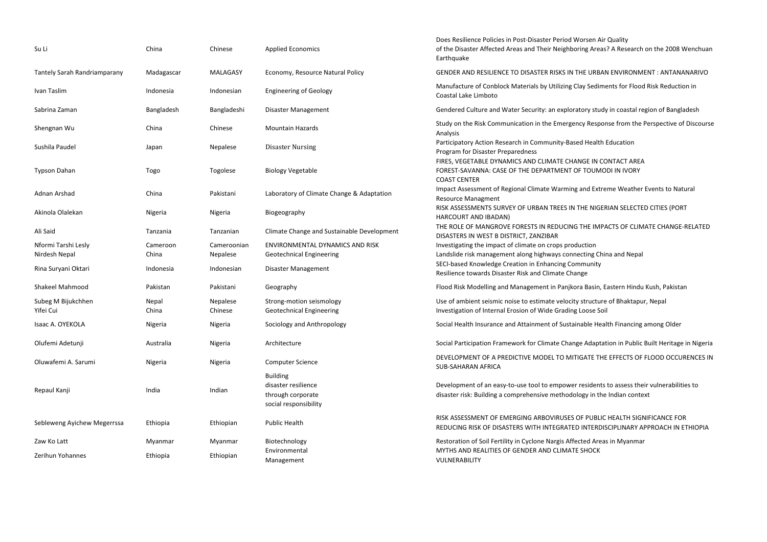| | | | | |
|---|---|---|---|---|
| Su Li | China | Chinese | Applied Economics | Does Resilience Policies in Post-Disaster Period Worsen Air Quality of the Disaster Affected Areas and Their Neighboring Areas? A Research on the 2008 Wenchuan Earthquake |
| Tantely Sarah Randriamparany | Madagascar | MALAGASY | Economy, Resource Natural Policy | GENDER AND RESILIENCE TO DISASTER RISKS IN THE URBAN ENVIRONMENT : ANTANANARIVO |
| Ivan Taslim | Indonesia | Indonesian | Engineering of Geology | Manufacture of Conblock Materials by Utilizing Clay Sediments for Flood Risk Reduction in Coastal Lake Limboto |
| Sabrina Zaman | Bangladesh | Bangladeshi | Disaster Management | Gendered Culture and Water Security: an exploratory study in coastal region of Bangladesh |
| Shengnan Wu | China | Chinese | Mountain Hazards | Study on the Risk Communication in the Emergency Response from the Perspective of Discourse Analysis |
| Sushila Paudel | Japan | Nepalese | Disaster Nursing | Participatory Action Research in Community-Based Health Education Program for Disaster Preparedness |
| Typson Dahan | Togo | Togolese | Biology Vegetable | FIRES, VEGETABLE DYNAMICS AND CLIMATE CHANGE IN CONTACT AREA FOREST-SAVANNA: CASE OF THE DEPARTMENT OF TOUMODI IN IVORY COAST CENTER |
| Adnan Arshad | China | Pakistani | Laboratory of Climate Change & Adaptation | Impact Assessment of Regional Climate Warming and Extreme Weather Events to Natural Resource Managment |
| Akinola Olalekan | Nigeria | Nigeria | Biogeography | RISK ASSESSMENTS SURVEY OF URBAN TREES IN THE NIGERIAN SELECTED CITIES (PORT HARCOURT AND IBADAN) |
| Ali Said | Tanzania | Tanzanian | Climate Change and Sustainable Development | THE ROLE OF MANGROVE FORESTS IN REDUCING THE IMPACTS OF CLIMATE CHANGE-RELATED DISASTERS IN WEST B DISTRICT, ZANZIBAR |
| Nformi Tarshi Lesly | Cameroon | Cameroonian | ENVIRONMENTAL DYNAMICS AND RISK | Investigating the impact of climate on crops production |
| Nirdesh Nepal | China | Nepalese | Geotechnical Engineering | Landslide risk management along highways connecting China and Nepal |
| Rina Suryani Oktari | Indonesia | Indonesian | Disaster Management | SECI-based Knowledge Creation in Enhancing Community Resilience towards Disaster Risk and Climate Change |
| Shakeel Mahmood | Pakistan | Pakistani | Geography | Flood Risk Modelling and Management in Panjkora Basin, Eastern Hindu Kush, Pakistan |
| Subeg M Bijukchhen | Nepal | Nepalese | Strong-motion seismology | Use of ambient seismic noise to estimate velocity structure of Bhaktapur, Nepal |
| Yifei Cui | China | Chinese | Geotechnical Engineering | Investigation of Internal Erosion of Wide Grading Loose Soil |
| Isaac A. OYEKOLA | Nigeria | Nigeria | Sociology and Anthropology | Social Health Insurance and Attainment of Sustainable Health Financing among Older |
| Olufemi Adetunji | Australia | Nigeria | Architecture | Social Participation Framework for Climate Change Adaptation in Public Built Heritage in Nigeria |
| Oluwafemi A. Sarumi | Nigeria | Nigeria | Computer Science | DEVELOPMENT OF A PREDICTIVE MODEL TO MITIGATE THE EFFECTS OF FLOOD OCCURENCES IN SUB-SAHARAN AFRICA |
| Repaul Kanji | India | Indian | Building disaster resilience through corporate social responsibility | Development of an easy-to-use tool to empower residents to assess their vulnerabilities to disaster risk: Building a comprehensive methodology in the Indian context |
| Sebleweng Ayichew Megerrssa | Ethiopia | Ethiopian | Public Health | RISK ASSESSMENT OF EMERGING ARBOVIRUSES OF PUBLIC HEALTH SIGNIFICANCE FOR REDUCING RISK OF DISASTERS WITH INTEGRATED INTERDISCIPLINARY APPROACH IN ETHIOPIA |
| Zaw Ko Latt | Myanmar | Myanmar | Biotechnology | Restoration of Soil Fertility in Cyclone Nargis Affected Areas in Myanmar |
| Zerihun Yohannes | Ethiopia | Ethiopian | Environmental Management | MYTHS AND REALITIES OF GENDER AND CLIMATE SHOCK VULNERABILITY |